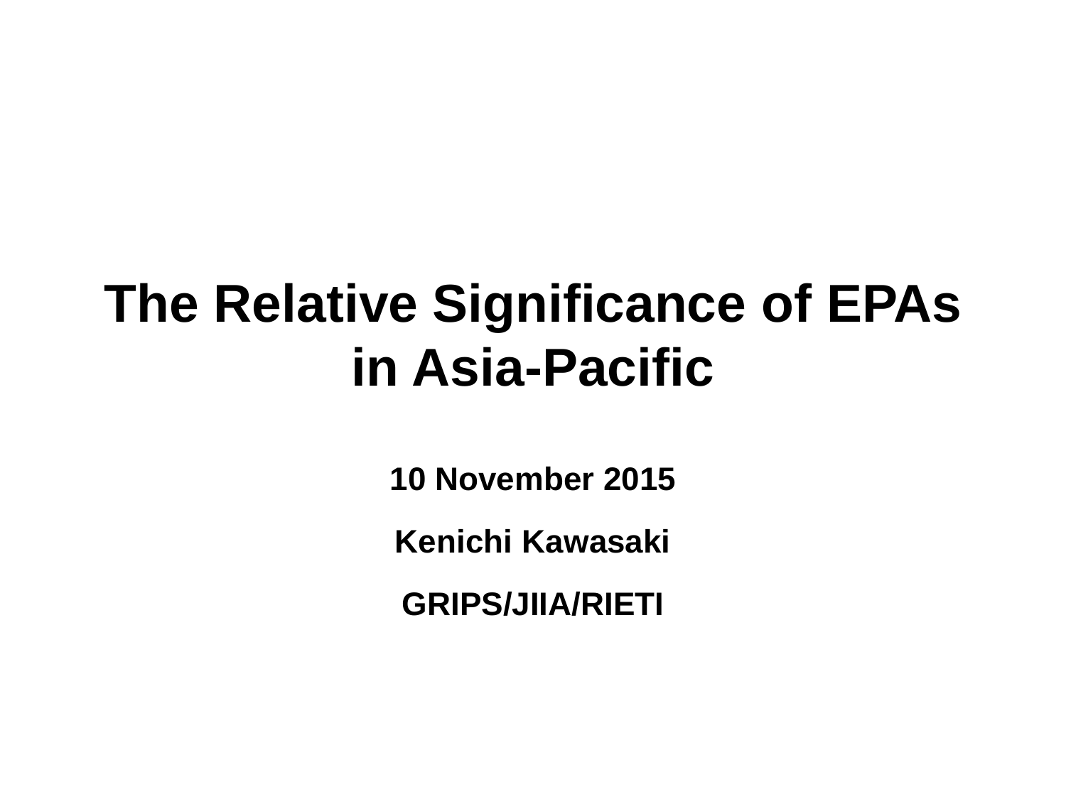# The Relative Significance of EPAs in Asia-Pacific

**10 November 2015**

**Kenichi Kawasaki**

**GRIPS/JIIA/RIETI**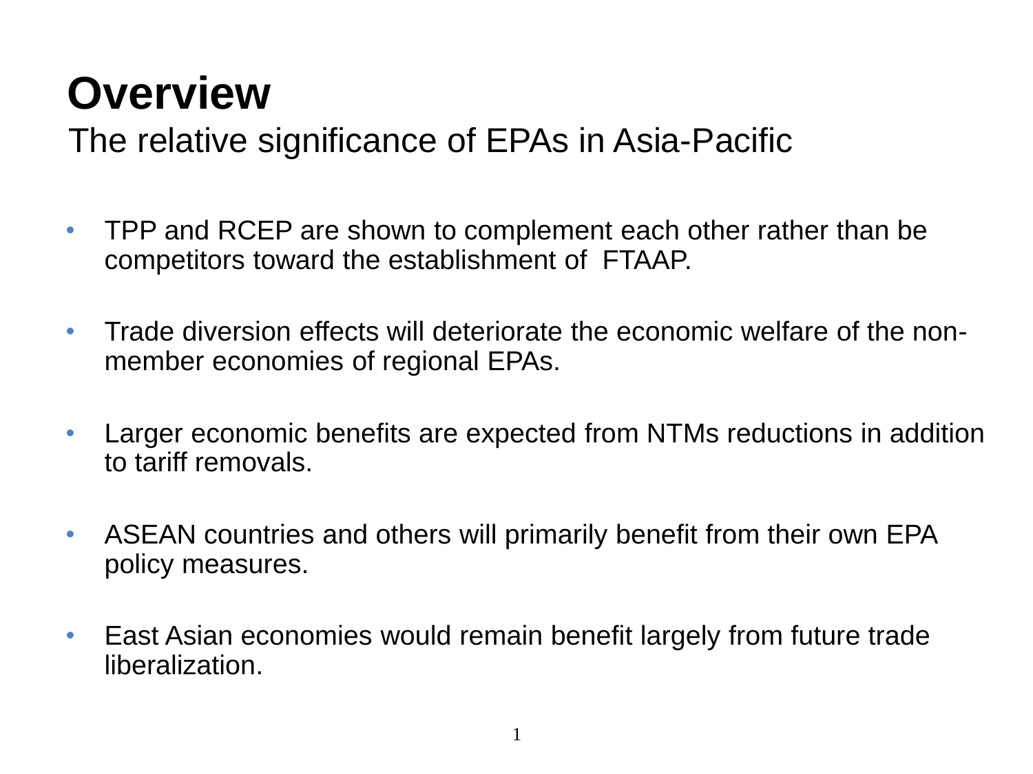# Overview

## The relative significance of EPAs in Asia-Pacific

- TPP and RCEP are shown to complement each other rather than be competitors toward the establishment of FTAAP.

- Trade diversion effects will deteriorate the economic welfare of the non-member economies of regional EPAs.

- Larger economic benefits are expected from NTMs reductions in addition to tariff removals.

- ASEAN countries and others will primarily benefit from their own EPA policy measures.

- East Asian economies would remain benefit largely from future trade liberalization.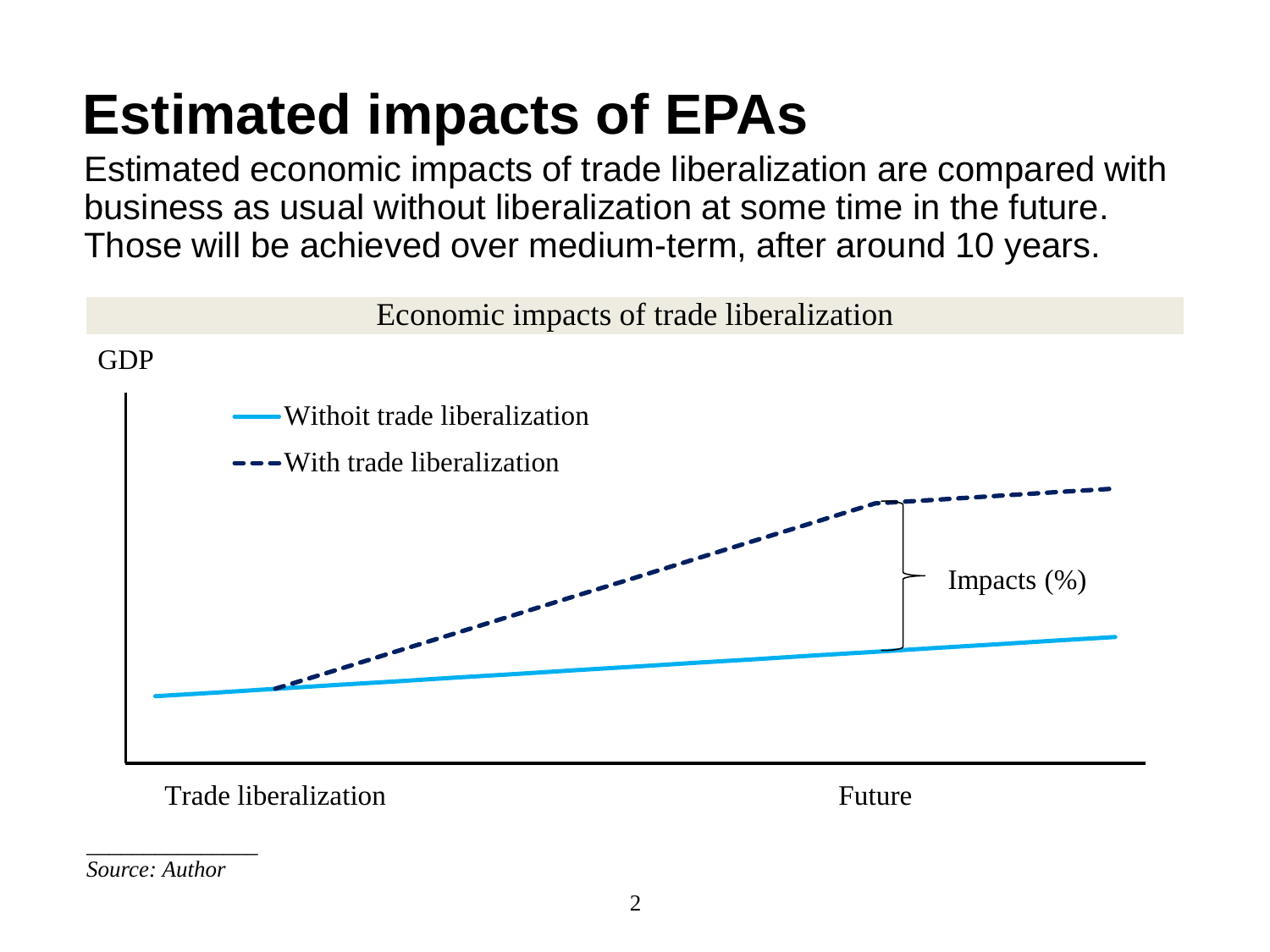# Estimated impacts of EPAs

Estimated economic impacts of trade liberalization are compared with business as usual without liberalization at some time in the future. Those will be achieved over medium-term, after around 10 years.

Economic impacts of trade liberalization

GDP

Withoit trade liberalization

With trade liberalization

Impacts (%)

Trade liberalization

Future

*Source: Author*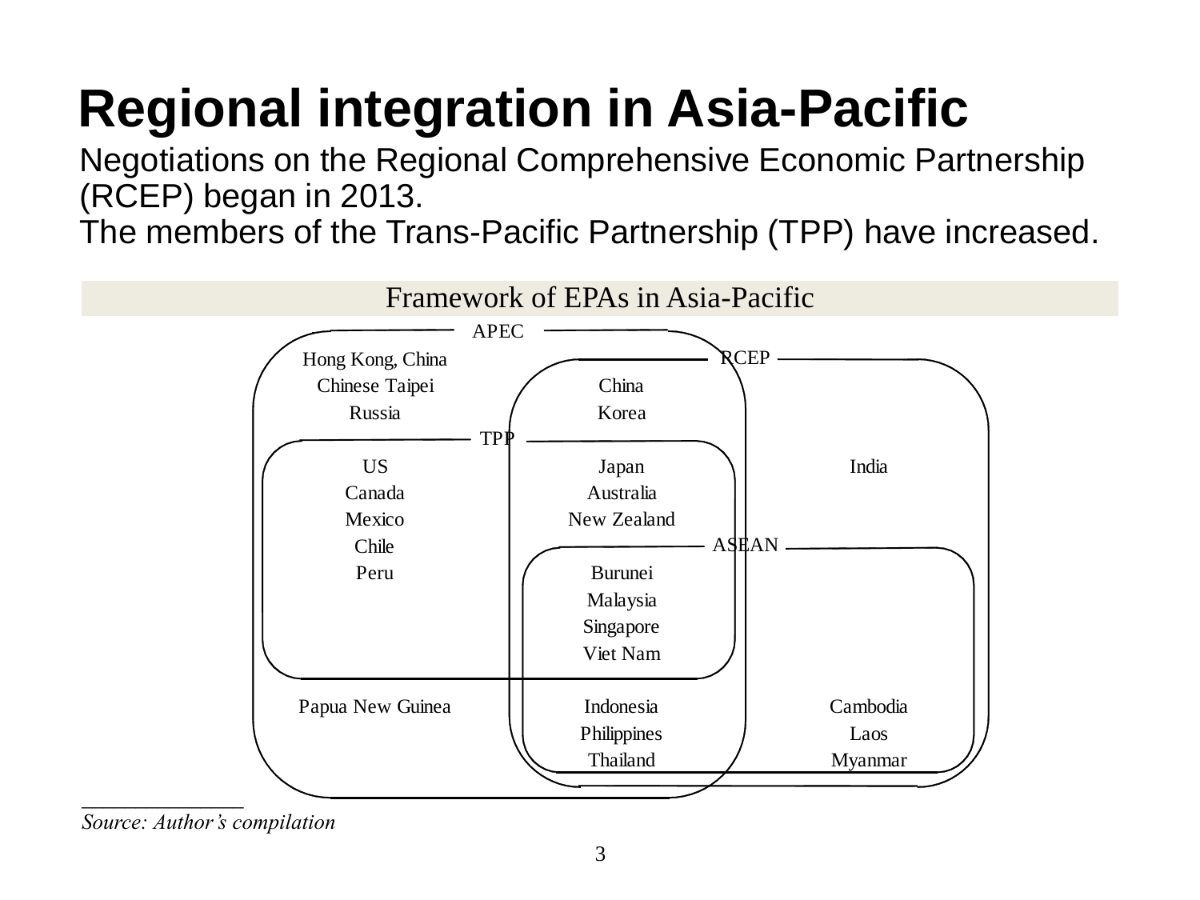# Regional integration in Asia-Pacific

Negotiations on the Regional Comprehensive Economic Partnership (RCEP) began in 2013.
The members of the Trans-Pacific Partnership (TPP) have increased.

Framework of EPAs in Asia-Pacific

APEC

Hong Kong, China
Chinese Taipei
Russia

RCEP

China
Korea

TPP

US
Canada
Mexico
Chile
Peru

Japan
Australia
New Zealand

India

ASEAN

Burunei
Malaysia
Singapore
Viet Nam

Papua New Guinea

Indonesia
Philippines
Thailand

Cambodia
Laos
Myanmar

*Source: Author's compilation*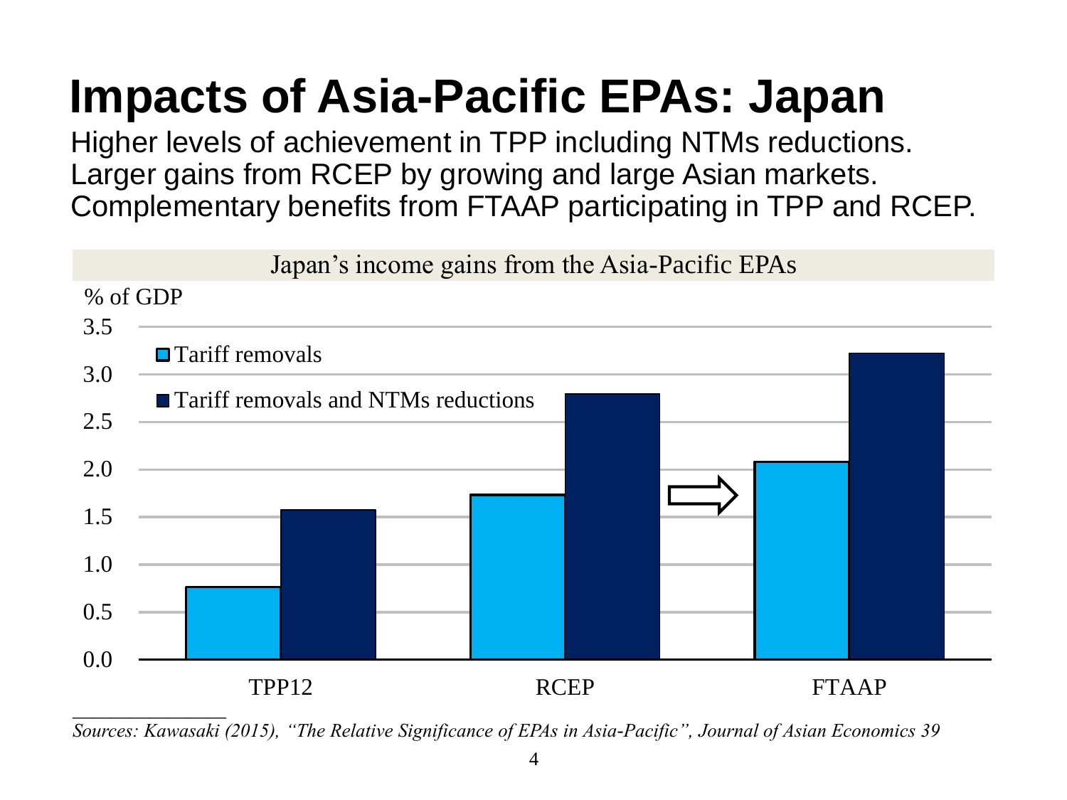# Impacts of Asia-Pacific EPAs: Japan

Higher levels of achievement in TPP including NTMs reductions.
Larger gains from RCEP by growing and large Asian markets.
Complementary benefits from FTAAP participating in TPP and RCEP.

Japan's income gains from the Asia-Pacific EPAs

% of GDP

3.5
3.0
2.5
2.0
1.5
1.0
0.5
0.0

Tariff removals

Tariff removals and NTMs reductions

TPP12 RCEP FTAAP

*Sources: Kawasaki (2015), "The Relative Significance of EPAs in Asia-Pacific", Journal of Asian Economics 39*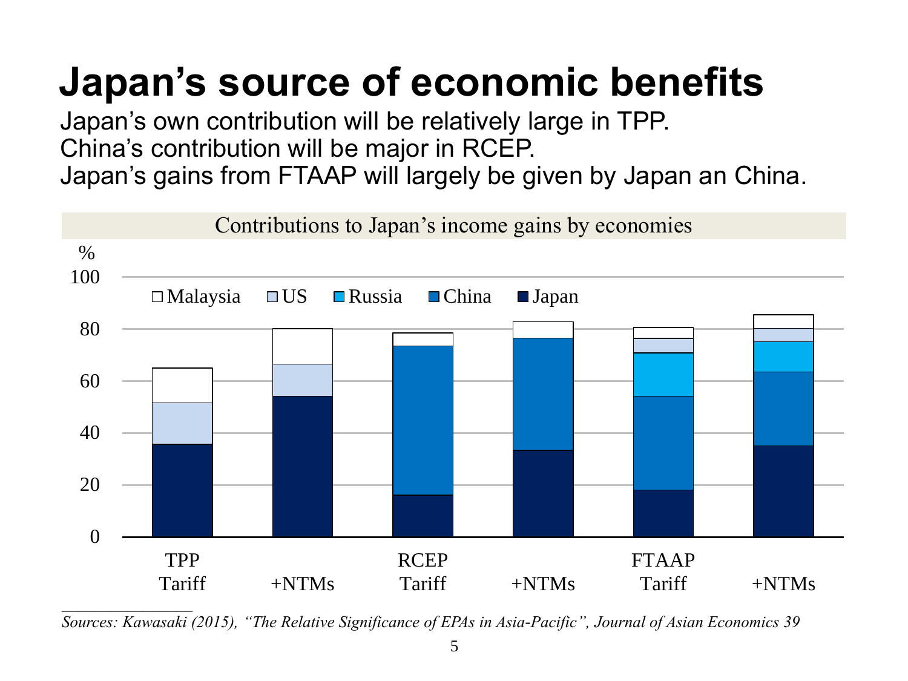# Japan's source of economic benefits

Japan's own contribution will be relatively large in TPP.
China's contribution will be major in RCEP.
Japan's gains from FTAAP will largely be given by Japan an China.

Contributions to Japan's income gains by economies

%

100
80
60
40
20
0

□ Malaysia ■ US ■ Russia ■ China ■ Japan

TPP Tariff | +NTMs | RCEP Tariff | +NTMs | FTAAP Tariff | +NTMs

*Sources: Kawasaki (2015), "The Relative Significance of EPAs in Asia-Pacific", Journal of Asian Economics 39*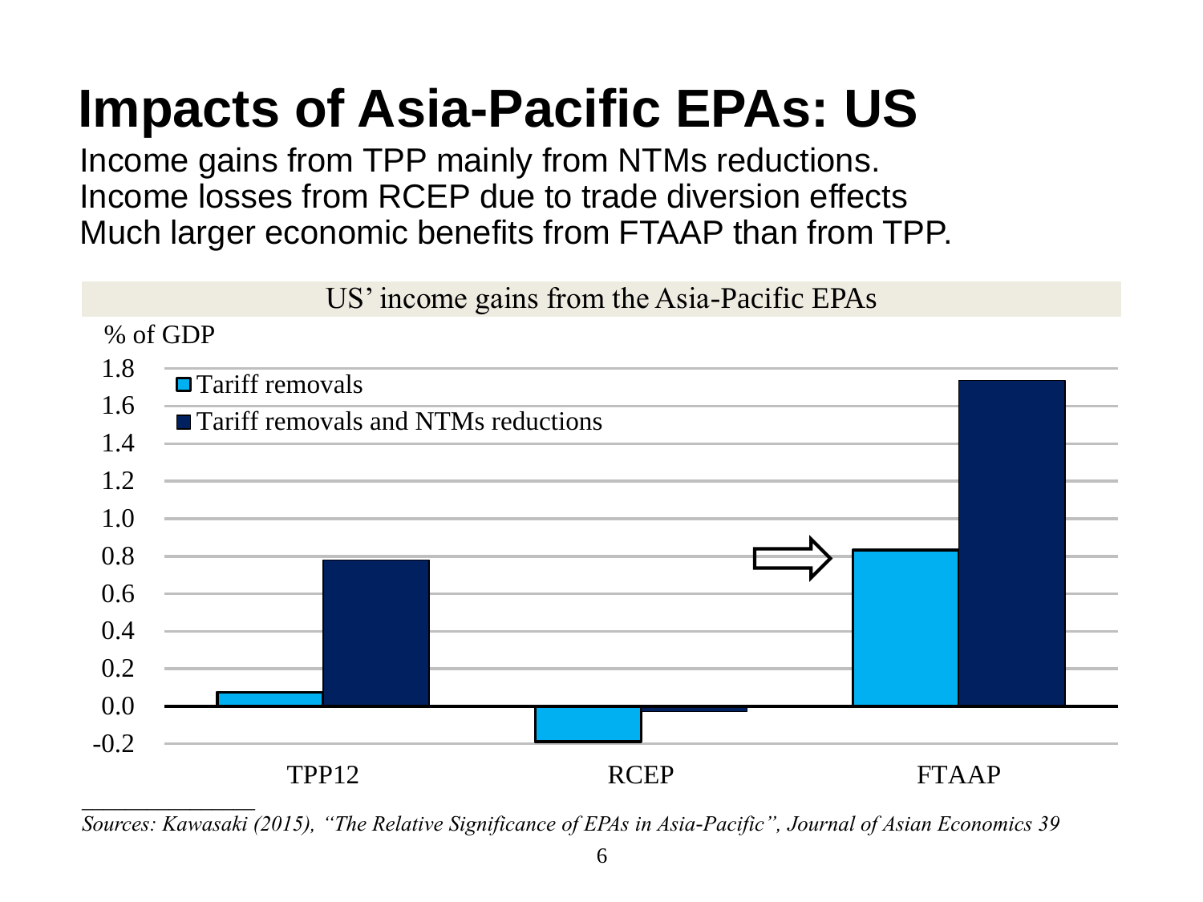# Impacts of Asia-Pacific EPAs: US

Income gains from TPP mainly from NTMs reductions.
Income losses from RCEP due to trade diversion effects
Much larger economic benefits from FTAAP than from TPP.

US' income gains from the Asia-Pacific EPAs

% of GDP

- Tariff removals
- Tariff removals and NTMs reductions

TPP12 | RCEP | FTAAP

*Sources: Kawasaki (2015), "The Relative Significance of EPAs in Asia-Pacific", Journal of Asian Economics 39*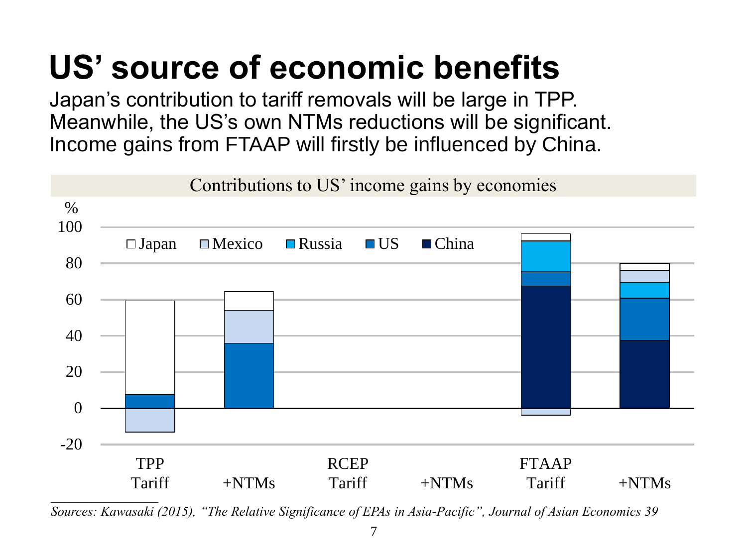# US' source of economic benefits

Japan's contribution to tariff removals will be large in TPP.
Meanwhile, the US's own NTMs reductions will be significant.
Income gains from FTAAP will firstly be influenced by China.

Contributions to US' income gains by economies

%

100
80
60
40
20
0
-20

□ Japan □ Mexico ■ Russia ■ US ■ China

TPP Tariff | +NTMs | RCEP Tariff | +NTMs | FTAAP Tariff | +NTMs

*Sources: Kawasaki (2015), "The Relative Significance of EPAs in Asia-Pacific", Journal of Asian Economics 39*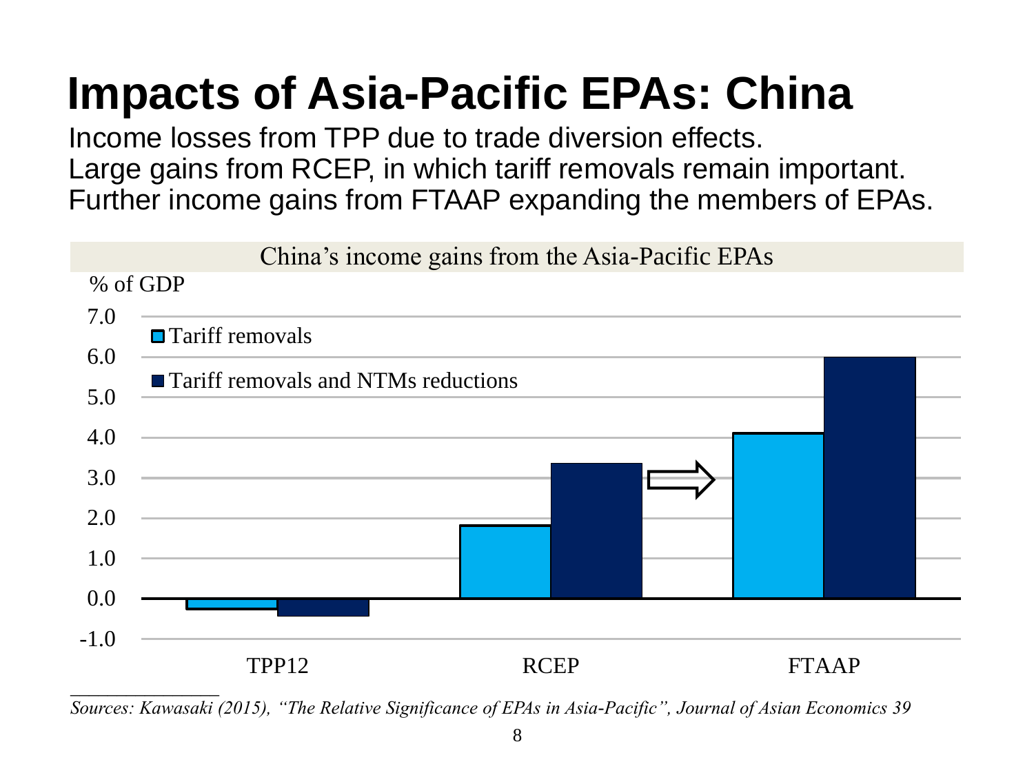# Impacts of Asia-Pacific EPAs: China

Income losses from TPP due to trade diversion effects.
Large gains from RCEP, in which tariff removals remain important.
Further income gains from FTAAP expanding the members of EPAs.

China's income gains from the Asia-Pacific EPAs

% of GDP

| | Tariff removals | Tariff removals and NTMs reductions |
|---|---|---|
| TPP12 | -0.3 | -0.4 |
| RCEP | 1.8 | 3.4 |
| FTAAP | 4.1 | 6.0 |

*Sources: Kawasaki (2015), "The Relative Significance of EPAs in Asia-Pacific", Journal of Asian Economics 39*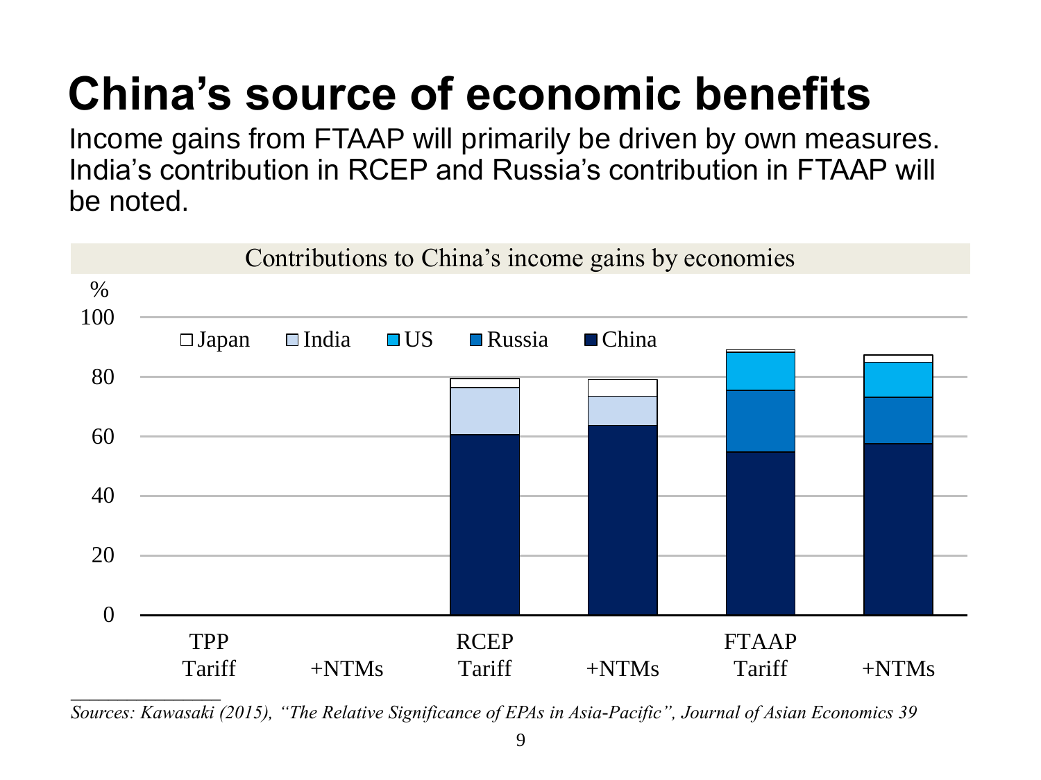# China's source of economic benefits

Income gains from FTAAP will primarily be driven by own measures. India's contribution in RCEP and Russia's contribution in FTAAP will be noted.

Contributions to China's income gains by economies

*Sources: Kawasaki (2015), "The Relative Significance of EPAs in Asia-Pacific", Journal of Asian Economics 39*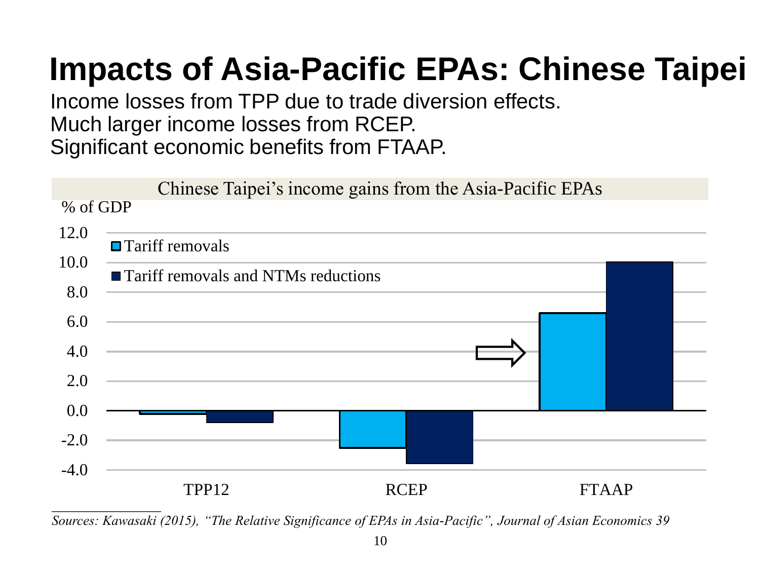# Impacts of Asia-Pacific EPAs: Chinese Taipei

Income losses from TPP due to trade diversion effects.
Much larger income losses from RCEP.
Significant economic benefits from FTAAP.

Chinese Taipei's income gains from the Asia-Pacific EPAs

% of GDP

12.0
10.0
8.0
6.0
4.0
2.0
0.0
-2.0
-4.0

Tariff removals

Tariff removals and NTMs reductions

TPP12 RCEP FTAAP

*Sources: Kawasaki (2015), "The Relative Significance of EPAs in Asia-Pacific", Journal of Asian Economics 39*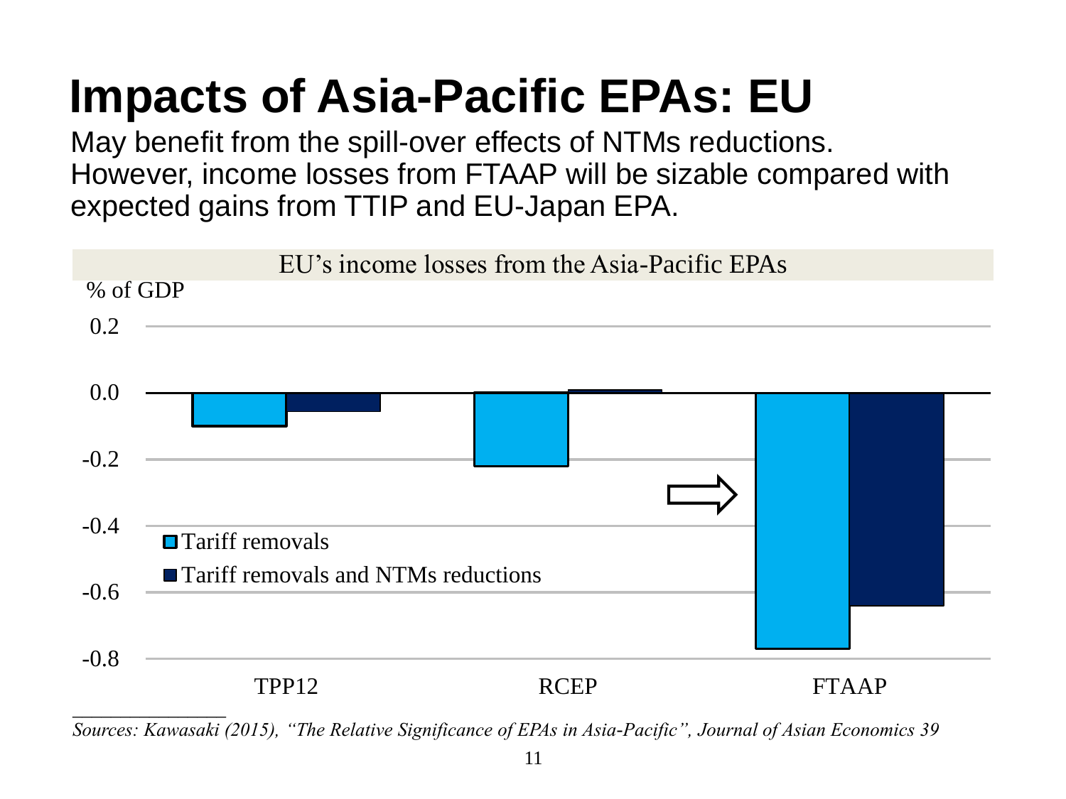# Impacts of Asia-Pacific EPAs: EU

May benefit from the spill-over effects of NTMs reductions. However, income losses from FTAAP will be sizable compared with expected gains from TTIP and EU-Japan EPA.

EU's income losses from the Asia-Pacific EPAs

% of GDP

0.2

0.0

-0.2

-0.4

-0.6

-0.8

TPP12 RCEP FTAAP

■ Tariff removals
■ Tariff removals and NTMs reductions

*Sources: Kawasaki (2015), "The Relative Significance of EPAs in Asia-Pacific", Journal of Asian Economics 39*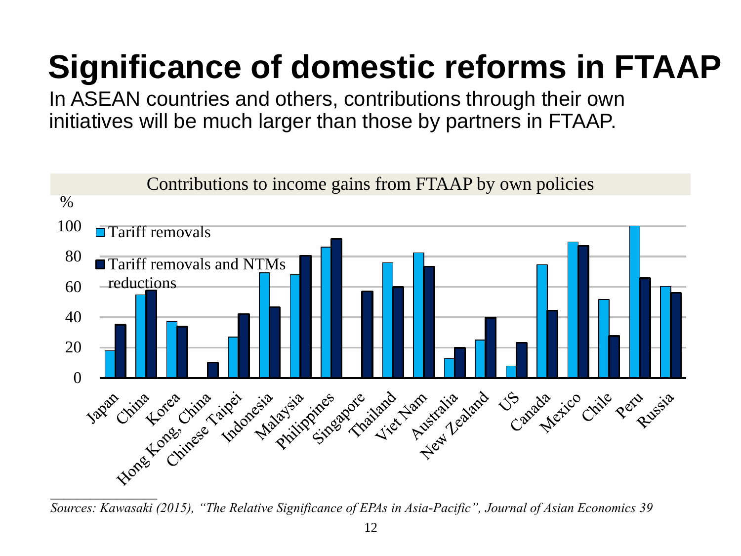# Significance of domestic reforms in FTAAP

In ASEAN countries and others, contributions through their own initiatives will be much larger than those by partners in FTAAP.

Contributions to income gains from FTAAP by own policies

%

| | Tariff removals | Tariff removals and NTMs reductions |
|---|---|---|
| Japan | 18 | 35 |
| China | 55 | 58 |
| Korea | 37 | 34 |
| Hong Kong, China | 0 | 10 |
| Chinese Taipei | 27 | 42 |
| Indonesia | 69 | 47 |
| Malaysia | 68 | 81 |
| Philippines | 86 | 92 |
| Singapore | 0 | 57 |
| Thailand | 76 | 60 |
| Viet Nam | 83 | 73 |
| Australia | 13 | 20 |
| New Zealand | 25 | 40 |
| US | 8 | 23 |
| Canada | 75 | 45 |
| Mexico | 90 | 87 |
| Chile | 52 | 28 |
| Peru | 100 | 66 |
| Russia | 60 | 56 |

*Sources: Kawasaki (2015), "The Relative Significance of EPAs in Asia-Pacific", Journal of Asian Economics 39*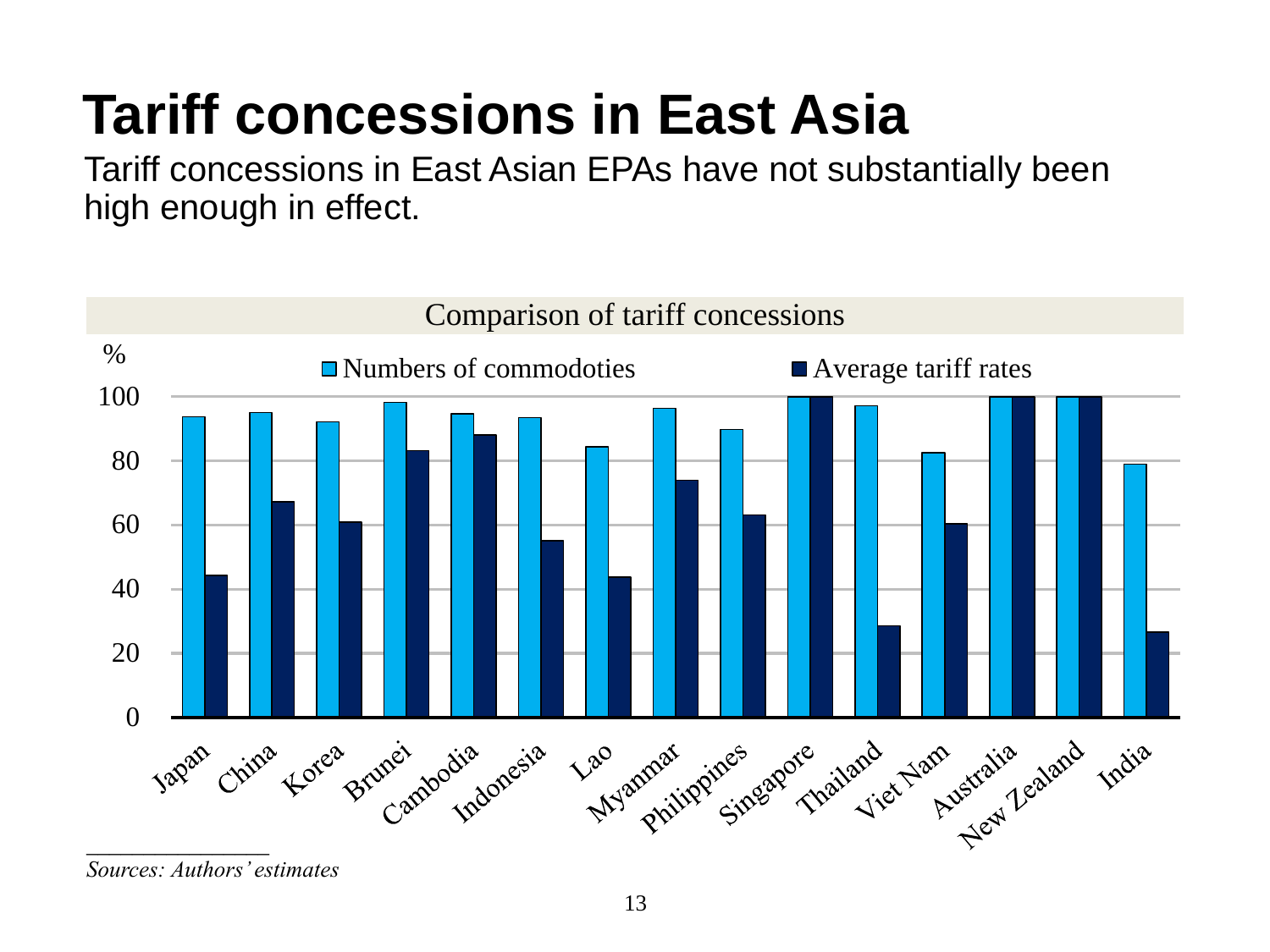# Tariff concessions in East Asia

Tariff concessions in East Asian EPAs have not substantially been high enough in effect.

Comparison of tariff concessions

%

Numbers of commodoties

Average tariff rates

100

80

60

40

20

0

Japan

China

Korea

Brunei

Cambodia

Indonesia

Lao

Myanmar

Philippines

Singapore

Thailand

Viet Nam

Australia

New Zealand

India

*Sources: Authors' estimates*